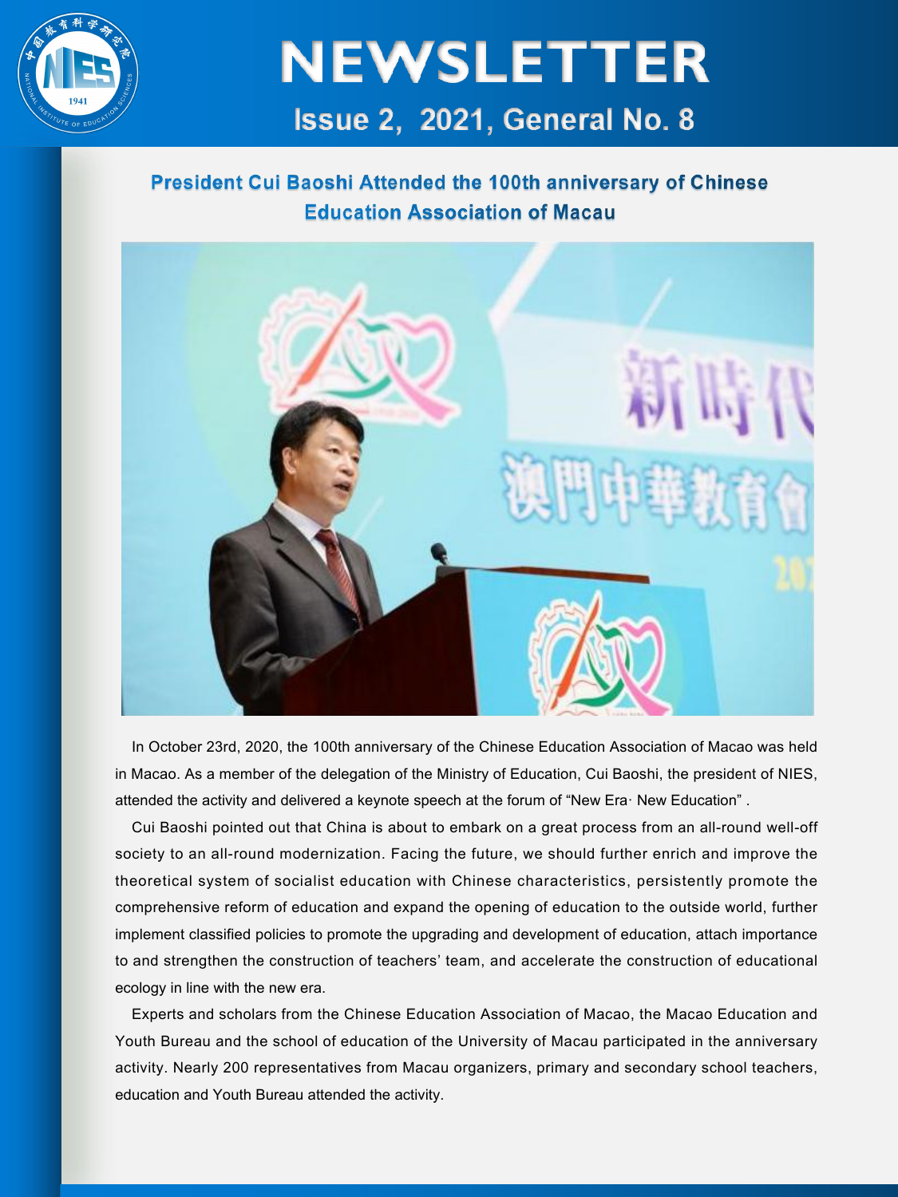# NEWSLETTER

## Issue 2, 2021, General No. 8

### President Cui Baoshi Attended the 100th anniversary of Chinese Education Association of Macau

In October 23rd, 2020, the 100th anniversary of the Chinese Education Association of Macao was held in Macao. As a member of the delegation of the Ministry of Education, Cui Baoshi, the president of NIES, attended the activity and delivered a keynote speech at the forum of "New Era· New Education" .

Cui Baoshi pointed out that China is about to embark on a great process from an all-round well-off society to an all-round modernization. Facing the future, we should further enrich and improve the theoretical system of socialist education with Chinese characteristics, persistently promote the comprehensive reform of education and expand the opening of education to the outside world, further implement classified policies to promote the upgrading and development of education, attach importance to and strengthen the construction of teachers' team, and accelerate the construction of educational ecology in line with the new era.

Experts and scholars from the Chinese Education Association of Macao, the Macao Education and Youth Bureau and the school of education of the University of Macau participated in the anniversary activity. Nearly 200 representatives from Macau organizers, primary and secondary school teachers, education and Youth Bureau attended the activity.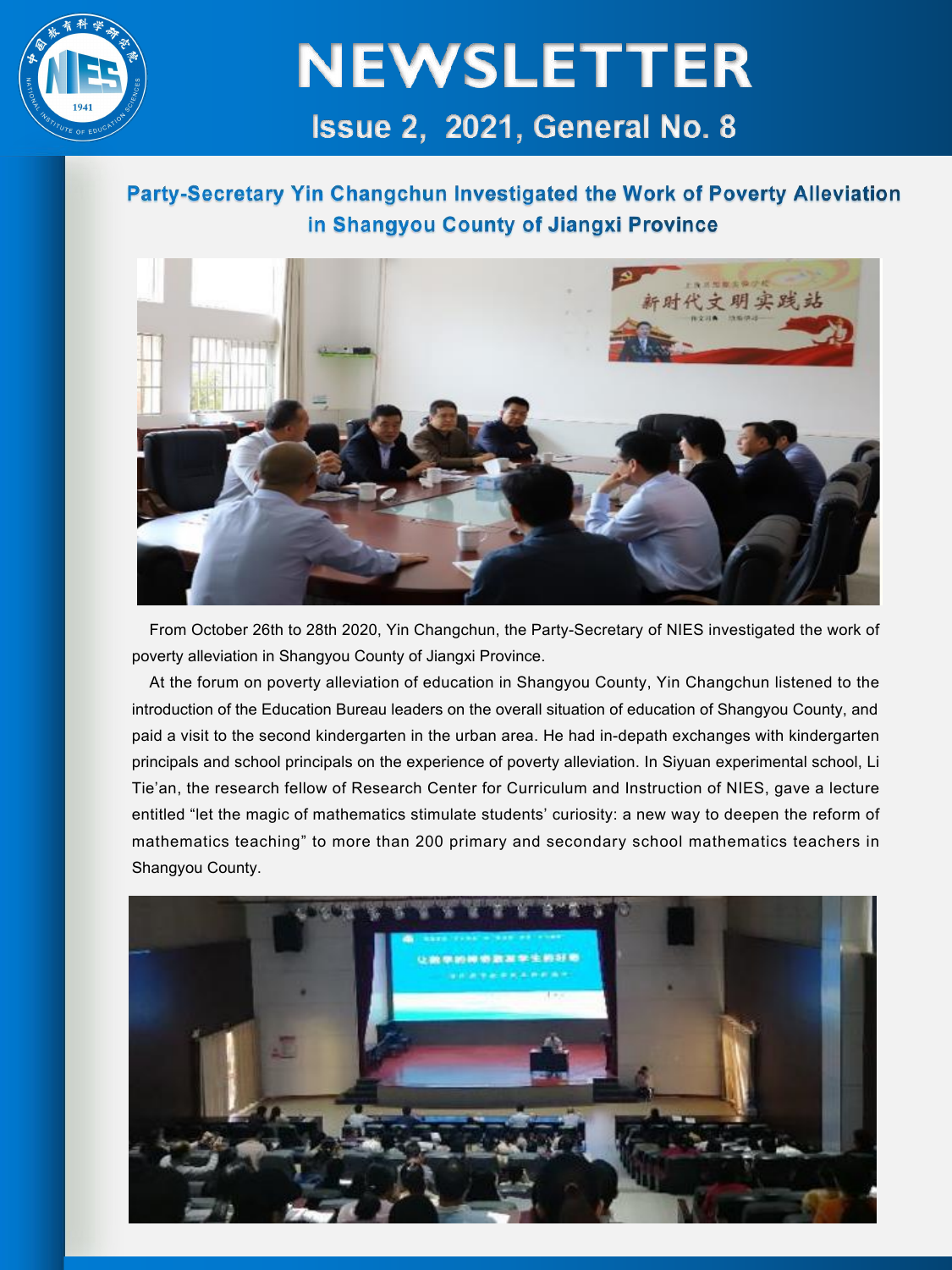## Party-Secretary Yin Changchun Investigated the Work of Poverty Alleviation in Shangyou County of Jiangxi Province

From October 26th to 28th 2020, Yin Changchun, the Party-Secretary of NIES investigated the work of poverty alleviation in Shangyou County of Jiangxi Province.

At the forum on poverty alleviation of education in Shangyou County, Yin Changchun listened to the introduction of the Education Bureau leaders on the overall situation of education of Shangyou County, and paid a visit to the second kindergarten in the urban area. He had in-depath exchanges with kindergarten principals and school principals on the experience of poverty alleviation. In Siyuan experimental school, Li Tie'an, the research fellow of Research Center for Curriculum and Instruction of NIES, gave a lecture entitled "let the magic of mathematics stimulate students' curiosity: a new way to deepen the reform of mathematics teaching" to more than 200 primary and secondary school mathematics teachers in Shangyou County.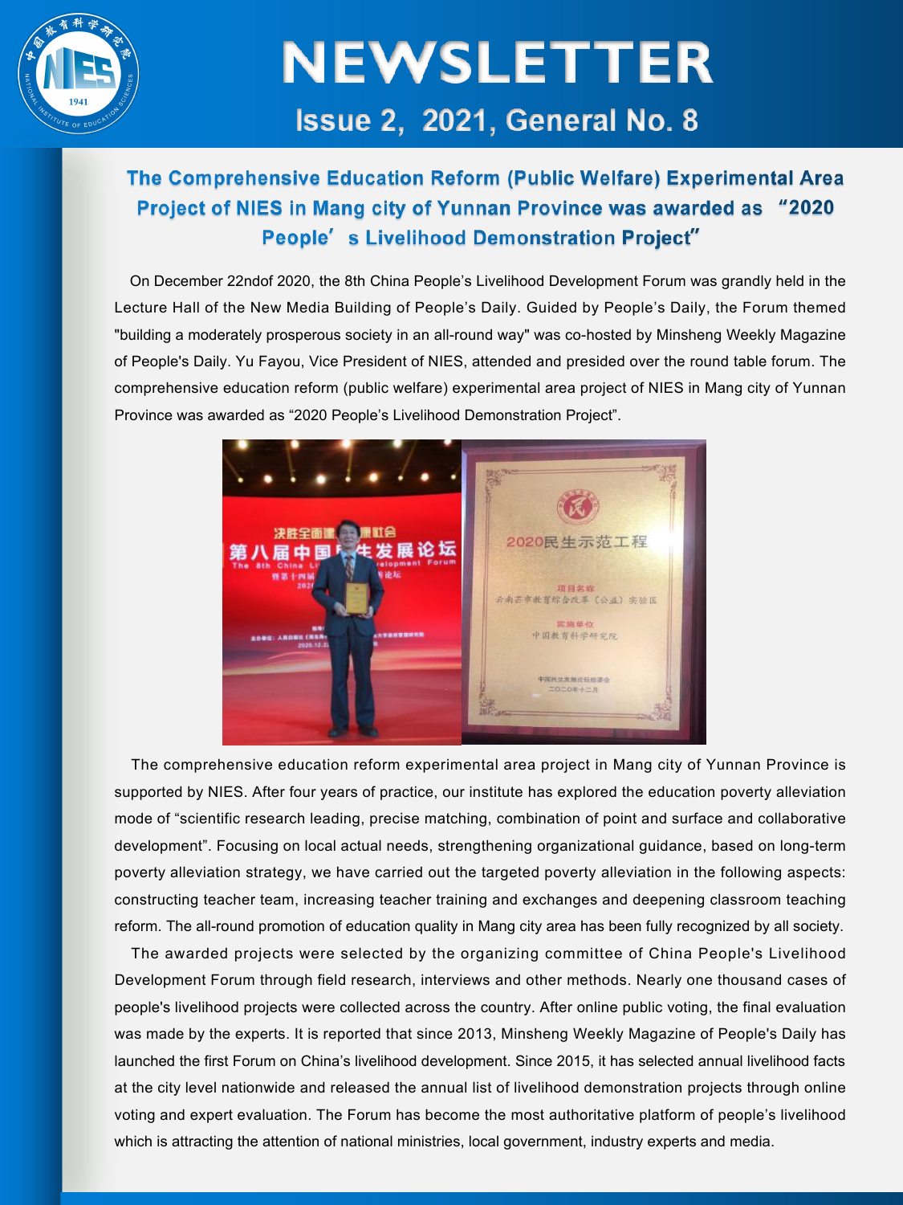# NEWSLETTER

## Issue 2, 2021, General No. 8

### The Comprehensive Education Reform (Public Welfare) Experimental Area Project of NIES in Mang city of Yunnan Province was awarded as "2020 People's Livelihood Demonstration Project"

On December 22ndof 2020, the 8th China People's Livelihood Development Forum was grandly held in the Lecture Hall of the New Media Building of People's Daily. Guided by People's Daily, the Forum themed "building a moderately prosperous society in an all-round way" was co-hosted by Minsheng Weekly Magazine of People's Daily. Yu Fayou, Vice President of NIES, attended and presided over the round table forum. The comprehensive education reform (public welfare) experimental area project of NIES in Mang city of Yunnan Province was awarded as "2020 People's Livelihood Demonstration Project".

The comprehensive education reform experimental area project in Mang city of Yunnan Province is supported by NIES. After four years of practice, our institute has explored the education poverty alleviation mode of "scientific research leading, precise matching, combination of point and surface and collaborative development". Focusing on local actual needs, strengthening organizational guidance, based on long-term poverty alleviation strategy, we have carried out the targeted poverty alleviation in the following aspects: constructing teacher team, increasing teacher training and exchanges and deepening classroom teaching reform. The all-round promotion of education quality in Mang city area has been fully recognized by all society.

The awarded projects were selected by the organizing committee of China People's Livelihood Development Forum through field research, interviews and other methods. Nearly one thousand cases of people's livelihood projects were collected across the country. After online public voting, the final evaluation was made by the experts. It is reported that since 2013, Minsheng Weekly Magazine of People's Daily has launched the first Forum on China's livelihood development. Since 2015, it has selected annual livelihood facts at the city level nationwide and released the annual list of livelihood demonstration projects through online voting and expert evaluation. The Forum has become the most authoritative platform of people's livelihood which is attracting the attention of national ministries, local government, industry experts and media.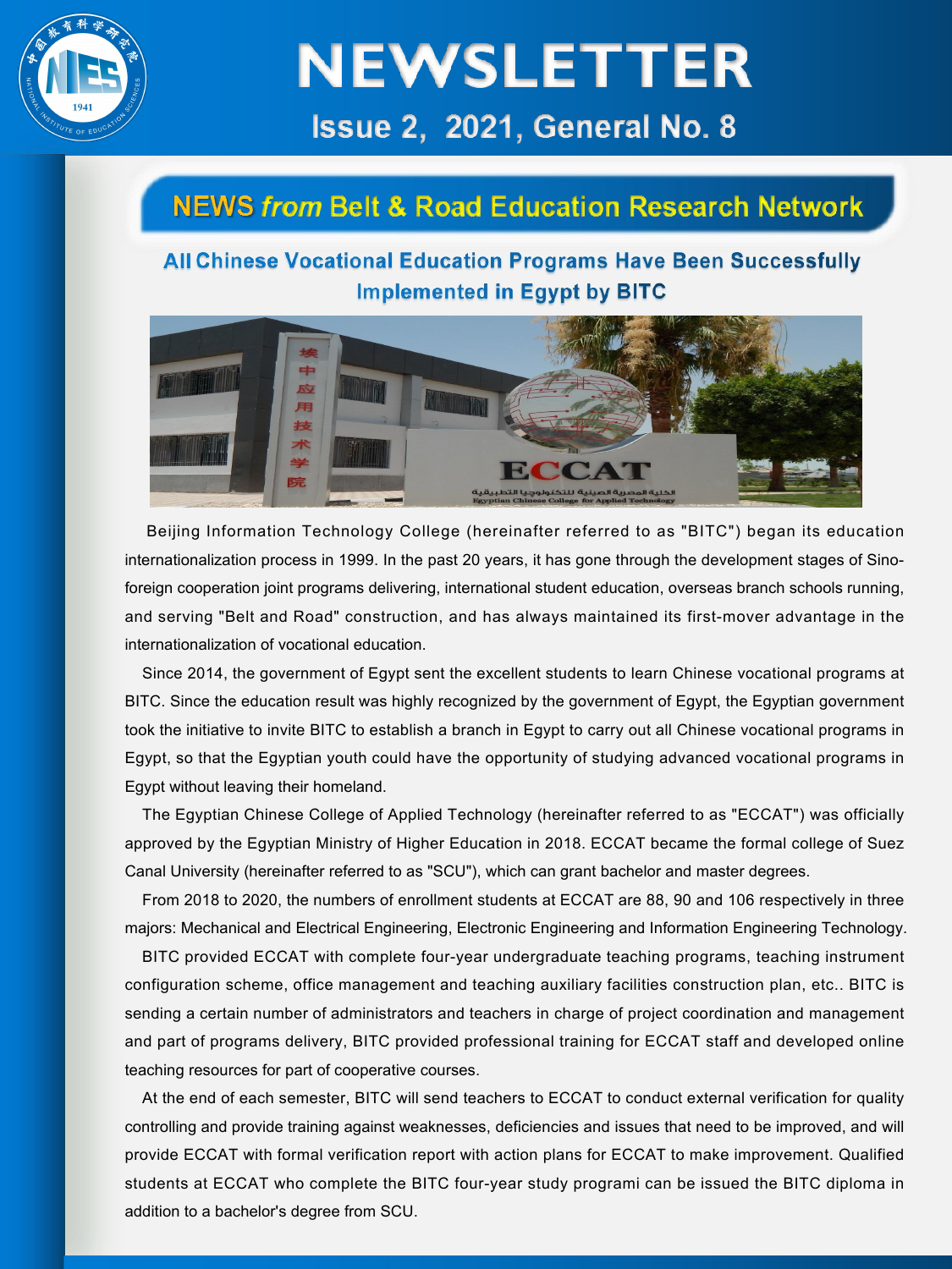# NEWSLETTER

## Issue 2, 2021, General No. 8

## NEWS *from* Belt & Road Education Research Network

### All Chinese Vocational Education Programs Have Been Successfully Implemented in Egypt by BITC

Beijing Information Technology College (hereinafter referred to as "BITC") began its education internationalization process in 1999. In the past 20 years, it has gone through the development stages of Sino-foreign cooperation joint programs delivering, international student education, overseas branch schools running, and serving "Belt and Road" construction, and has always maintained its first-mover advantage in the internationalization of vocational education.

Since 2014, the government of Egypt sent the excellent students to learn Chinese vocational programs at BITC. Since the education result was highly recognized by the government of Egypt, the Egyptian government took the initiative to invite BITC to establish a branch in Egypt to carry out all Chinese vocational programs in Egypt, so that the Egyptian youth could have the opportunity of studying advanced vocational programs in Egypt without leaving their homeland.

The Egyptian Chinese College of Applied Technology (hereinafter referred to as "ECCAT") was officially approved by the Egyptian Ministry of Higher Education in 2018. ECCAT became the formal college of Suez Canal University (hereinafter referred to as "SCU"), which can grant bachelor and master degrees.

From 2018 to 2020, the numbers of enrollment students at ECCAT are 88, 90 and 106 respectively in three majors: Mechanical and Electrical Engineering, Electronic Engineering and Information Engineering Technology.

BITC provided ECCAT with complete four-year undergraduate teaching programs, teaching instrument configuration scheme, office management and teaching auxiliary facilities construction plan, etc.. BITC is sending a certain number of administrators and teachers in charge of project coordination and management and part of programs delivery, BITC provided professional training for ECCAT staff and developed online teaching resources for part of cooperative courses.

At the end of each semester, BITC will send teachers to ECCAT to conduct external verification for quality controlling and provide training against weaknesses, deficiencies and issues that need to be improved, and will provide ECCAT with formal verification report with action plans for ECCAT to make improvement. Qualified students at ECCAT who complete the BITC four-year study programi can be issued the BITC diploma in addition to a bachelor's degree from SCU.